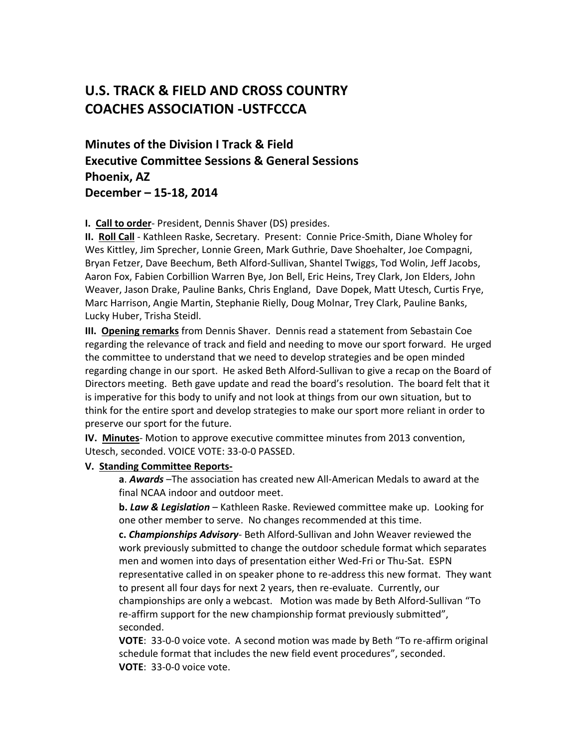# U.S. TRACK & FIELD AND CROSS COUNTRY COACHES ASSOCIATION -USTFCCCA

## Minutes of the Division I Track & Field Executive Committee Sessions & General Sessions Phoenix, AZ December – 15-18, 2014

**I. Call to order**- President, Dennis Shaver (DS) presides.

**II. Roll Call** - Kathleen Raske, Secretary. Present: Connie Price-Smith, Diane Wholey for Wes Kittley, Jim Sprecher, Lonnie Green, Mark Guthrie, Dave Shoehalter, Joe Compagni, Bryan Fetzer, Dave Beechum, Beth Alford-Sullivan, Shantel Twiggs, Tod Wolin, Jeff Jacobs, Aaron Fox, Fabien Corbillion Warren Bye, Jon Bell, Eric Heins, Trey Clark, Jon Elders, John Weaver, Jason Drake, Pauline Banks, Chris England, Dave Dopek, Matt Utesch, Curtis Frye, Marc Harrison, Angie Martin, Stephanie Rielly, Doug Molnar, Trey Clark, Pauline Banks, Lucky Huber, Trisha Steidl.

**III. Opening remarks** from Dennis Shaver. Dennis read a statement from Sebastain Coe regarding the relevance of track and field and needing to move our sport forward. He urged the committee to understand that we need to develop strategies and be open minded regarding change in our sport. He asked Beth Alford-Sullivan to give a recap on the Board of Directors meeting. Beth gave update and read the board's resolution. The board felt that it is imperative for this body to unify and not look at things from our own situation, but to think for the entire sport and develop strategies to make our sport more reliant in order to preserve our sport for the future.

**IV. Minutes**- Motion to approve executive committee minutes from 2013 convention, Utesch, seconded. VOICE VOTE: 33-0-0 PASSED.

**V. Standing Committee Reports-**

**a**. ***Awards*** –The association has created new All-American Medals to award at the final NCAA indoor and outdoor meet.

**b. *Law & Legislation*** – Kathleen Raske. Reviewed committee make up. Looking for one other member to serve. No changes recommended at this time.

**c. *Championships Advisory***- Beth Alford-Sullivan and John Weaver reviewed the work previously submitted to change the outdoor schedule format which separates men and women into days of presentation either Wed-Fri or Thu-Sat. ESPN representative called in on speaker phone to re-address this new format. They want to present all four days for next 2 years, then re-evaluate. Currently, our championships are only a webcast. Motion was made by Beth Alford-Sullivan "To re-affirm support for the new championship format previously submitted", seconded.

**VOTE**: 33-0-0 voice vote. A second motion was made by Beth "To re-affirm original schedule format that includes the new field event procedures", seconded.

**VOTE**: 33-0-0 voice vote.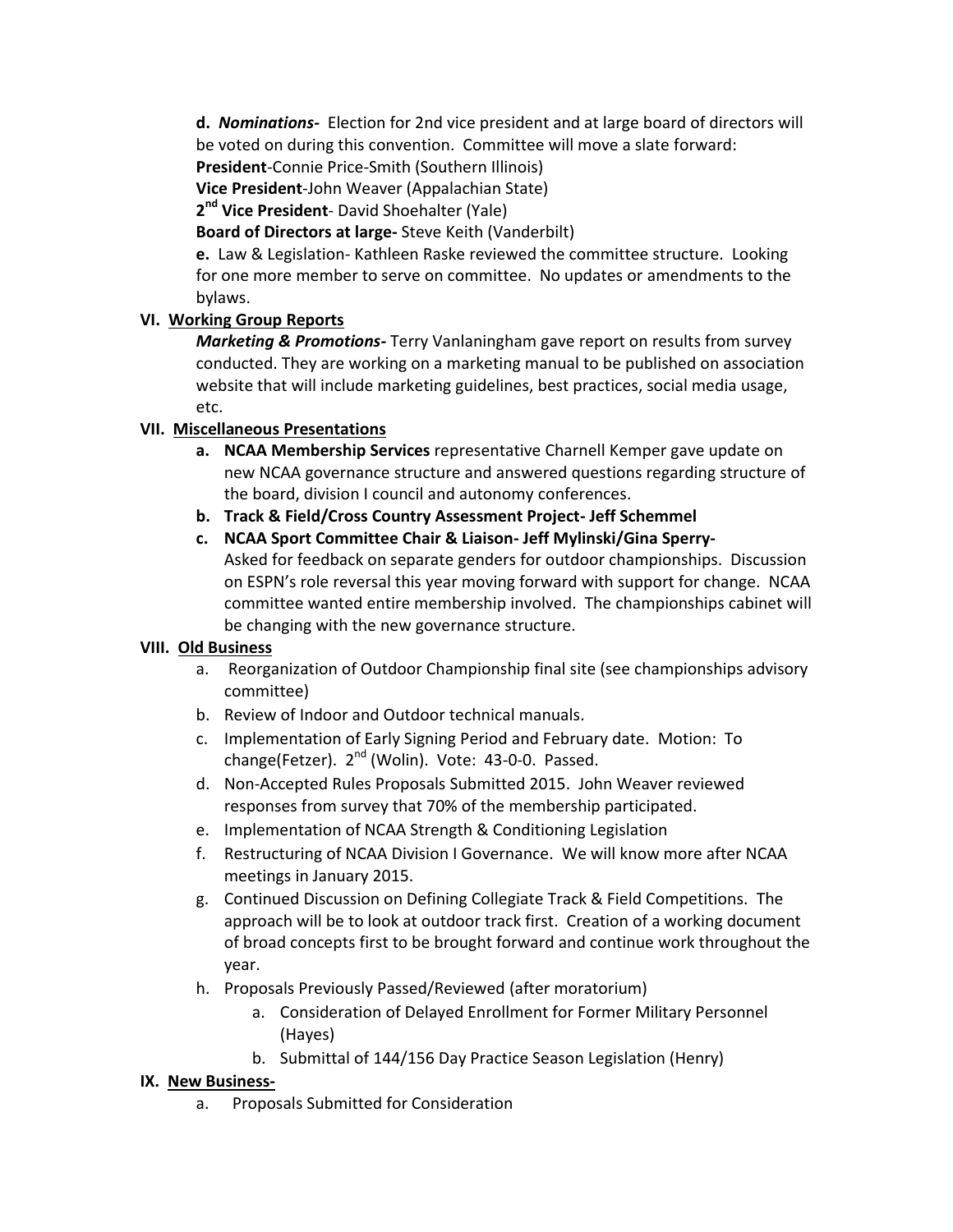**d.** ***Nominations-*** Election for 2nd vice president and at large board of directors will be voted on during this convention. Committee will move a slate forward:

**President**-Connie Price-Smith (Southern Illinois)

**Vice President**-John Weaver (Appalachian State)

**2nd Vice President**- David Shoehalter (Yale)

**Board of Directors at large-** Steve Keith (Vanderbilt)

**e.** Law & Legislation- Kathleen Raske reviewed the committee structure. Looking for one more member to serve on committee. No updates or amendments to the bylaws.

**VI. Working Group Reports**

***Marketing & Promotions-*** Terry Vanlaningham gave report on results from survey conducted. They are working on a marketing manual to be published on association website that will include marketing guidelines, best practices, social media usage, etc.

**VII. Miscellaneous Presentations**

- **a. NCAA Membership Services** representative Charnell Kemper gave update on new NCAA governance structure and answered questions regarding structure of the board, division I council and autonomy conferences.
- **b. Track & Field/Cross Country Assessment Project- Jeff Schemmel**
- **c. NCAA Sport Committee Chair & Liaison- Jeff Mylinski/Gina Sperry-** Asked for feedback on separate genders for outdoor championships. Discussion on ESPN's role reversal this year moving forward with support for change. NCAA committee wanted entire membership involved. The championships cabinet will be changing with the new governance structure.

**VIII. Old Business**

- a. Reorganization of Outdoor Championship final site (see championships advisory committee)
- b. Review of Indoor and Outdoor technical manuals.
- c. Implementation of Early Signing Period and February date. Motion: To change(Fetzer). 2nd (Wolin). Vote: 43-0-0. Passed.
- d. Non-Accepted Rules Proposals Submitted 2015. John Weaver reviewed responses from survey that 70% of the membership participated.
- e. Implementation of NCAA Strength & Conditioning Legislation
- f. Restructuring of NCAA Division I Governance. We will know more after NCAA meetings in January 2015.
- g. Continued Discussion on Defining Collegiate Track & Field Competitions. The approach will be to look at outdoor track first. Creation of a working document of broad concepts first to be brought forward and continue work throughout the year.
- h. Proposals Previously Passed/Reviewed (after moratorium)
  - a. Consideration of Delayed Enrollment for Former Military Personnel (Hayes)
  - b. Submittal of 144/156 Day Practice Season Legislation (Henry)

**IX. New Business-**

- a. Proposals Submitted for Consideration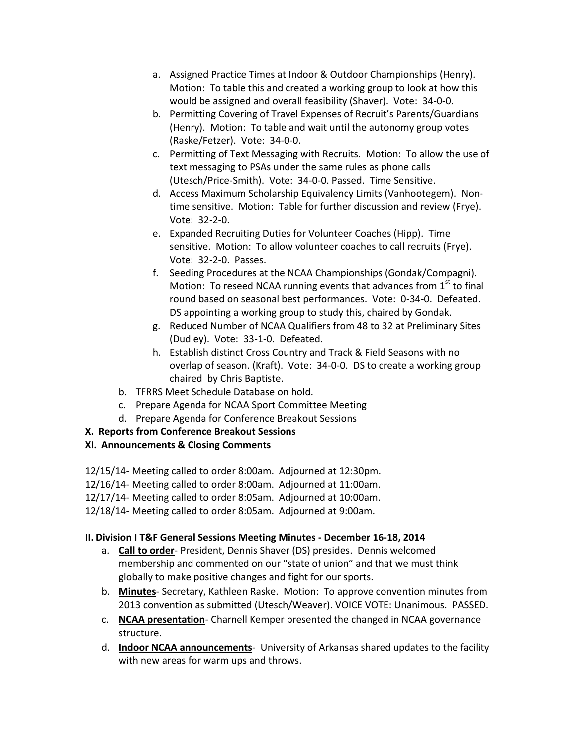a. Assigned Practice Times at Indoor & Outdoor Championships (Henry). Motion: To table this and created a working group to look at how this would be assigned and overall feasibility (Shaver). Vote: 34-0-0.
b. Permitting Covering of Travel Expenses of Recruit's Parents/Guardians (Henry). Motion: To table and wait until the autonomy group votes (Raske/Fetzer). Vote: 34-0-0.
c. Permitting of Text Messaging with Recruits. Motion: To allow the use of text messaging to PSAs under the same rules as phone calls (Utesch/Price-Smith). Vote: 34-0-0. Passed. Time Sensitive.
d. Access Maximum Scholarship Equivalency Limits (Vanhootegem). Non-time sensitive. Motion: Table for further discussion and review (Frye). Vote: 32-2-0.
e. Expanded Recruiting Duties for Volunteer Coaches (Hipp). Time sensitive. Motion: To allow volunteer coaches to call recruits (Frye). Vote: 32-2-0. Passes.
f. Seeding Procedures at the NCAA Championships (Gondak/Compagni). Motion: To reseed NCAA running events that advances from 1st to final round based on seasonal best performances. Vote: 0-34-0. Defeated. DS appointing a working group to study this, chaired by Gondak.
g. Reduced Number of NCAA Qualifiers from 48 to 32 at Preliminary Sites (Dudley). Vote: 33-1-0. Defeated.
h. Establish distinct Cross Country and Track & Field Seasons with no overlap of season. (Kraft). Vote: 34-0-0. DS to create a working group chaired by Chris Baptiste.

b. TFRRS Meet Schedule Database on hold.
c. Prepare Agenda for NCAA Sport Committee Meeting
d. Prepare Agenda for Conference Breakout Sessions

**X. Reports from Conference Breakout Sessions**

**XI. Announcements & Closing Comments**

12/15/14- Meeting called to order 8:00am. Adjourned at 12:30pm.
12/16/14- Meeting called to order 8:00am. Adjourned at 11:00am.
12/17/14- Meeting called to order 8:05am. Adjourned at 10:00am.
12/18/14- Meeting called to order 8:05am. Adjourned at 9:00am.

**II. Division I T&F General Sessions Meeting Minutes - December 16-18, 2014**

a. **Call to order**- President, Dennis Shaver (DS) presides. Dennis welcomed membership and commented on our "state of union" and that we must think globally to make positive changes and fight for our sports.
b. **Minutes**- Secretary, Kathleen Raske. Motion: To approve convention minutes from 2013 convention as submitted (Utesch/Weaver). VOICE VOTE: Unanimous. PASSED.
c. **NCAA presentation**- Charnell Kemper presented the changed in NCAA governance structure.
d. **Indoor NCAA announcements**- University of Arkansas shared updates to the facility with new areas for warm ups and throws.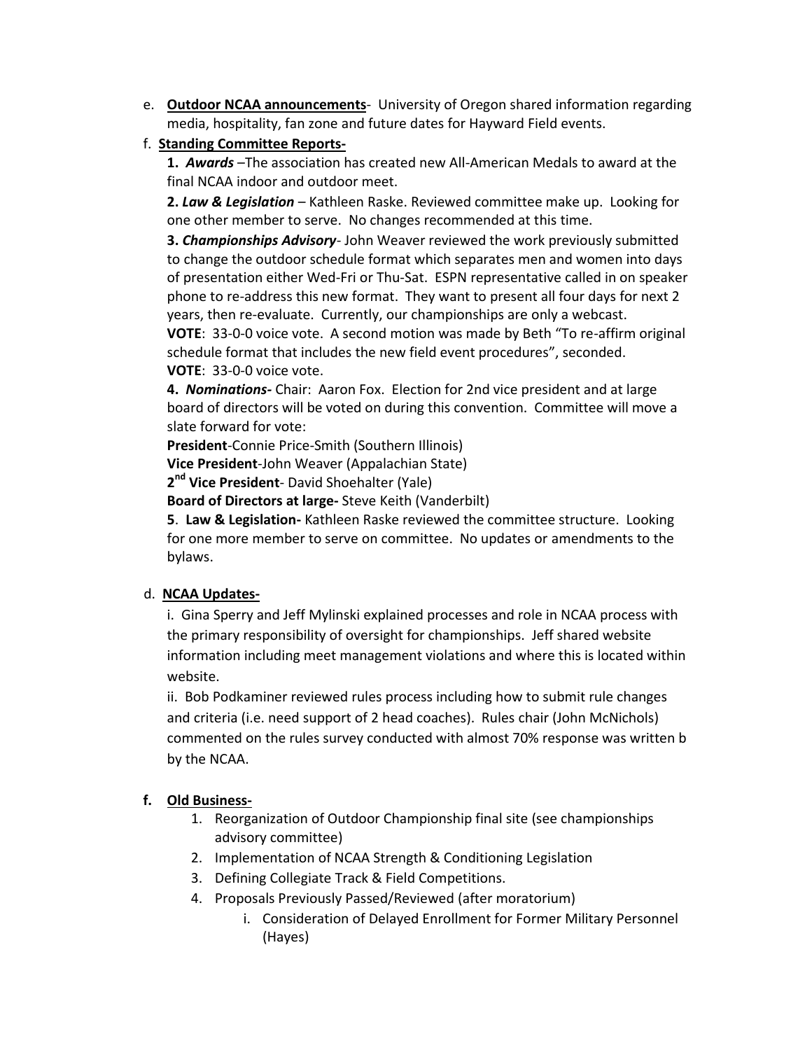e. **Outdoor NCAA announcements**- University of Oregon shared information regarding media, hospitality, fan zone and future dates for Hayward Field events.

f. **Standing Committee Reports-**

**1.** ***Awards*** –The association has created new All-American Medals to award at the final NCAA indoor and outdoor meet.

**2.** ***Law & Legislation*** – Kathleen Raske. Reviewed committee make up. Looking for one other member to serve. No changes recommended at this time.

**3.** ***Championships Advisory***- John Weaver reviewed the work previously submitted to change the outdoor schedule format which separates men and women into days of presentation either Wed-Fri or Thu-Sat. ESPN representative called in on speaker phone to re-address this new format. They want to present all four days for next 2 years, then re-evaluate. Currently, our championships are only a webcast.
**VOTE**: 33-0-0 voice vote. A second motion was made by Beth "To re-affirm original schedule format that includes the new field event procedures", seconded.
**VOTE**: 33-0-0 voice vote.

**4.** ***Nominations-*** Chair: Aaron Fox. Election for 2nd vice president and at large board of directors will be voted on during this convention. Committee will move a slate forward for vote:

**President**-Connie Price-Smith (Southern Illinois)
**Vice President**-John Weaver (Appalachian State)
**2nd Vice President**- David Shoehalter (Yale)
**Board of Directors at large-** Steve Keith (Vanderbilt)

**5**. **Law & Legislation-** Kathleen Raske reviewed the committee structure. Looking for one more member to serve on committee. No updates or amendments to the bylaws.

d. **NCAA Updates-**

i. Gina Sperry and Jeff Mylinski explained processes and role in NCAA process with the primary responsibility of oversight for championships. Jeff shared website information including meet management violations and where this is located within website.

ii. Bob Podkaminer reviewed rules process including how to submit rule changes and criteria (i.e. need support of 2 head coaches). Rules chair (John McNichols) commented on the rules survey conducted with almost 70% response was written b by the NCAA.

**f. Old Business-**

1. Reorganization of Outdoor Championship final site (see championships advisory committee)
2. Implementation of NCAA Strength & Conditioning Legislation
3. Defining Collegiate Track & Field Competitions.
4. Proposals Previously Passed/Reviewed (after moratorium)
    i. Consideration of Delayed Enrollment for Former Military Personnel (Hayes)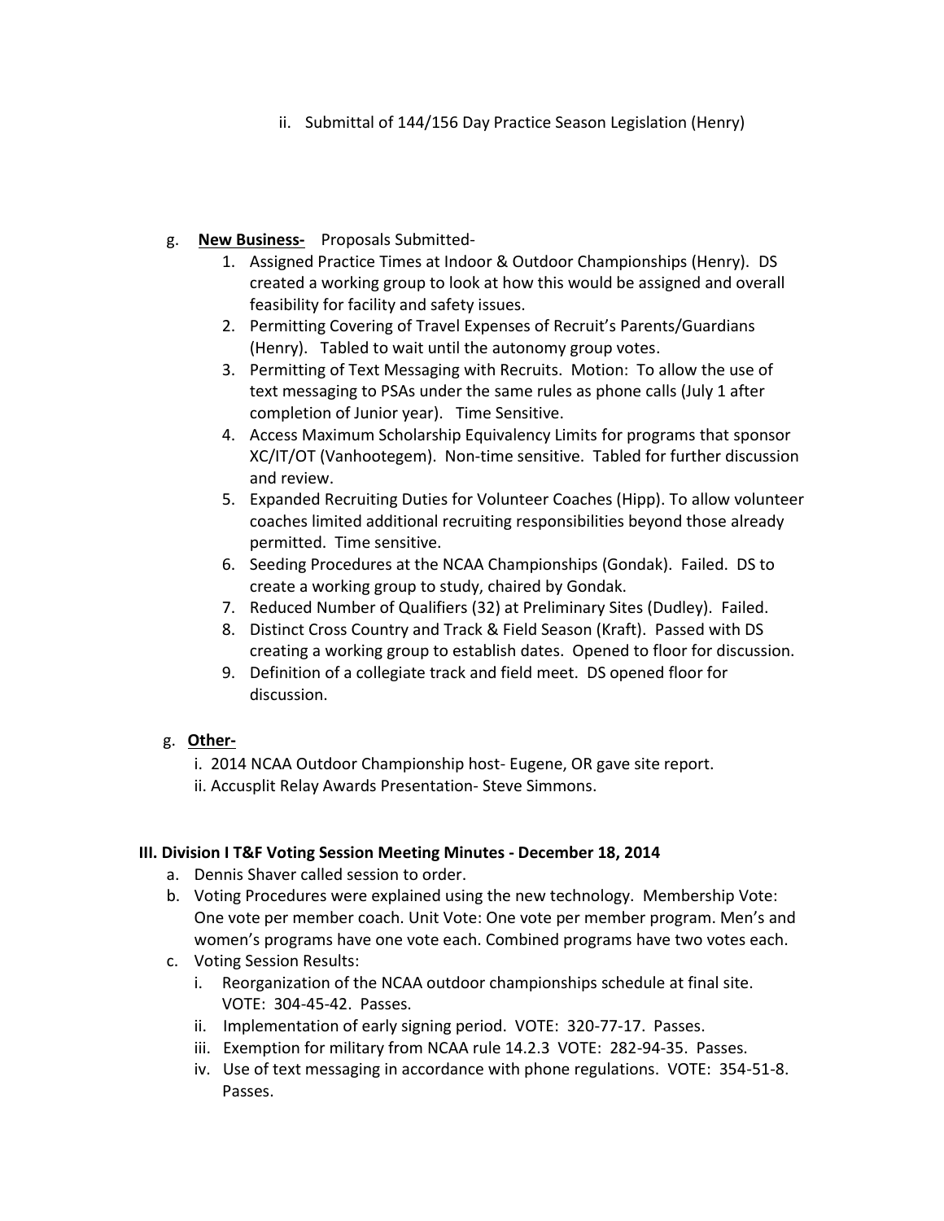ii. Submittal of 144/156 Day Practice Season Legislation (Henry)

g. **New Business-** Proposals Submitted-

1. Assigned Practice Times at Indoor & Outdoor Championships (Henry). DS created a working group to look at how this would be assigned and overall feasibility for facility and safety issues.
2. Permitting Covering of Travel Expenses of Recruit's Parents/Guardians (Henry). Tabled to wait until the autonomy group votes.
3. Permitting of Text Messaging with Recruits. Motion: To allow the use of text messaging to PSAs under the same rules as phone calls (July 1 after completion of Junior year). Time Sensitive.
4. Access Maximum Scholarship Equivalency Limits for programs that sponsor XC/IT/OT (Vanhootegem). Non-time sensitive. Tabled for further discussion and review.
5. Expanded Recruiting Duties for Volunteer Coaches (Hipp). To allow volunteer coaches limited additional recruiting responsibilities beyond those already permitted. Time sensitive.
6. Seeding Procedures at the NCAA Championships (Gondak). Failed. DS to create a working group to study, chaired by Gondak.
7. Reduced Number of Qualifiers (32) at Preliminary Sites (Dudley). Failed.
8. Distinct Cross Country and Track & Field Season (Kraft). Passed with DS creating a working group to establish dates. Opened to floor for discussion.
9. Definition of a collegiate track and field meet. DS opened floor for discussion.

g. **Other-**

i. 2014 NCAA Outdoor Championship host- Eugene, OR gave site report.
ii. Accusplit Relay Awards Presentation- Steve Simmons.

**III. Division I T&F Voting Session Meeting Minutes - December 18, 2014**

a. Dennis Shaver called session to order.
b. Voting Procedures were explained using the new technology. Membership Vote: One vote per member coach. Unit Vote: One vote per member program. Men's and women's programs have one vote each. Combined programs have two votes each.
c. Voting Session Results:
   i. Reorganization of the NCAA outdoor championships schedule at final site. VOTE: 304-45-42. Passes.
   ii. Implementation of early signing period. VOTE: 320-77-17. Passes.
   iii. Exemption for military from NCAA rule 14.2.3 VOTE: 282-94-35. Passes.
   iv. Use of text messaging in accordance with phone regulations. VOTE: 354-51-8. Passes.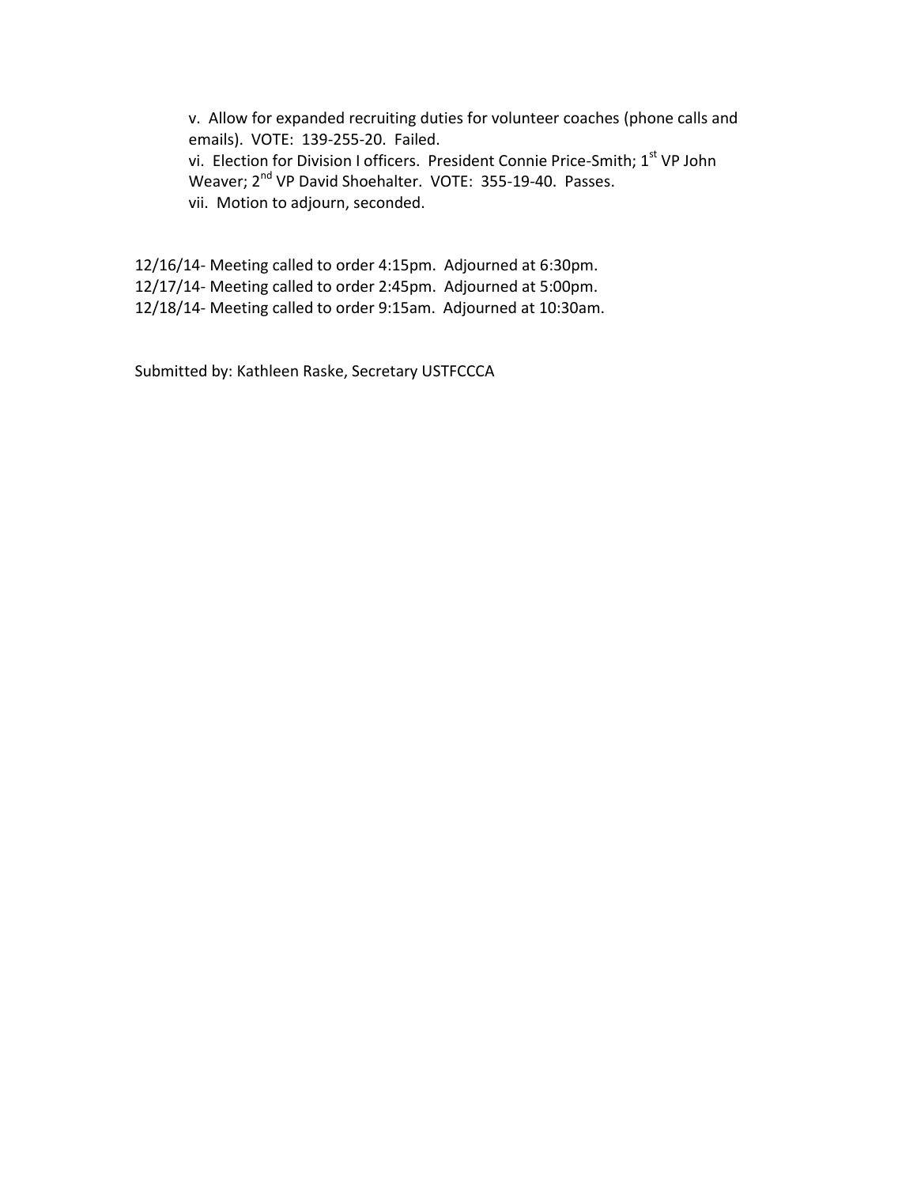v. Allow for expanded recruiting duties for volunteer coaches (phone calls and emails). VOTE: 139-255-20. Failed.

vi. Election for Division I officers. President Connie Price-Smith; 1st VP John Weaver; 2nd VP David Shoehalter. VOTE: 355-19-40. Passes.

vii. Motion to adjourn, seconded.

12/16/14- Meeting called to order 4:15pm. Adjourned at 6:30pm.
12/17/14- Meeting called to order 2:45pm. Adjourned at 5:00pm.
12/18/14- Meeting called to order 9:15am. Adjourned at 10:30am.

Submitted by: Kathleen Raske, Secretary USTFCCCA